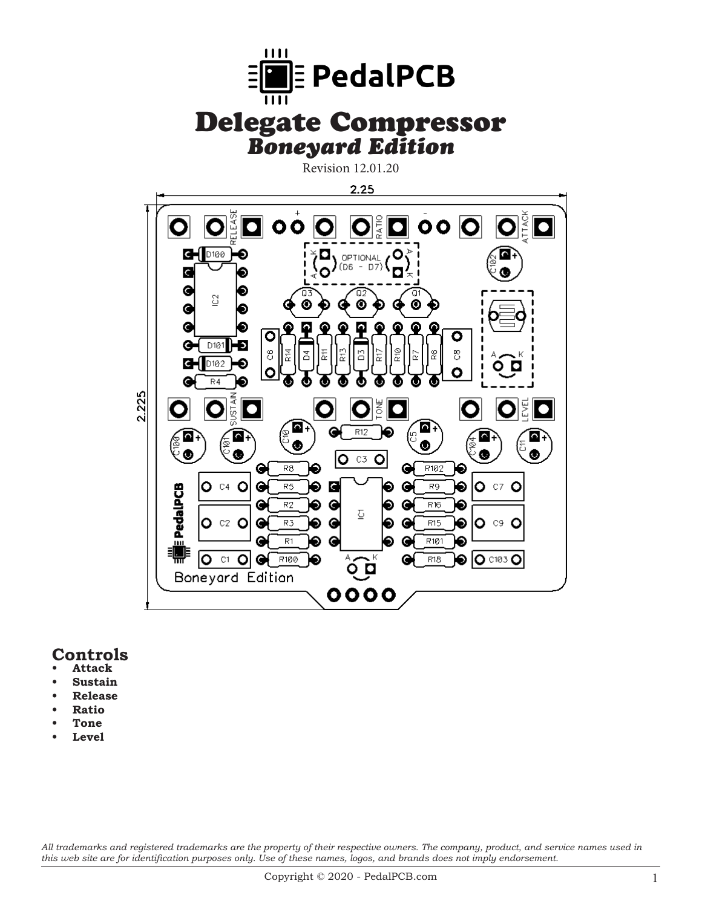# PedalPCB

# Delegate Compressor

## *Boneyard Edition*

Revision 12.01.20

## Controls

- **Attack**
- **Sustain**
- **Release**
- **Ratio**
- **Tone**
- **Level**

*All trademarks and registered trademarks are the property of their respective owners. The company, product, and service names used in this web site are for identification purposes only. Use of these names, logos, and brands does not imply endorsement.*

Copyright © 2020 - PedalPCB.com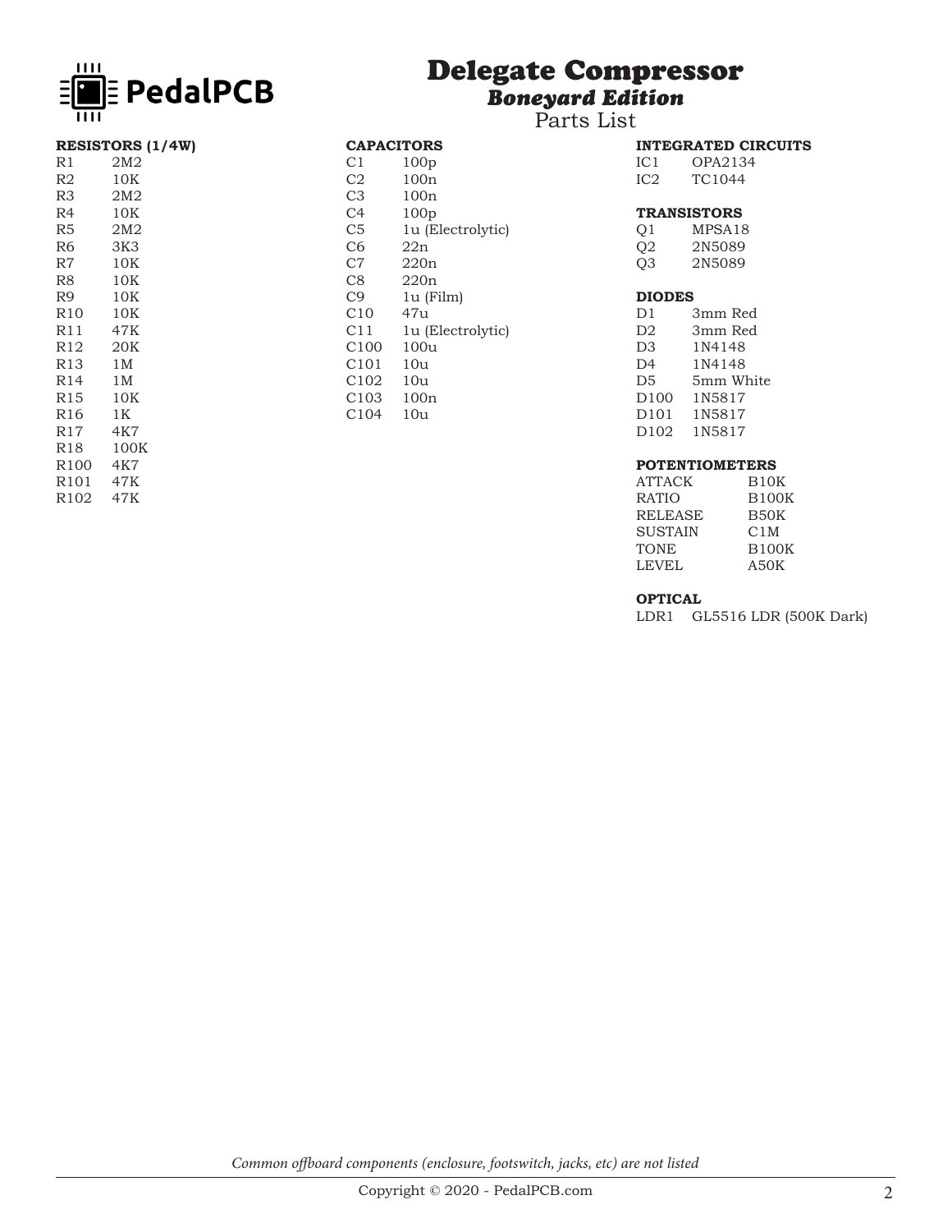# Delegate Compressor

## *Boneyard Edition*

Parts List

### RESISTORS (1/4W)

| | |
|---|---|
| R1 | 2M2 |
| R2 | 10K |
| R3 | 2M2 |
| R4 | 10K |
| R5 | 2M2 |
| R6 | 3K3 |
| R7 | 10K |
| R8 | 10K |
| R9 | 10K |
| R10 | 10K |
| R11 | 47K |
| R12 | 20K |
| R13 | 1M |
| R14 | 1M |
| R15 | 10K |
| R16 | 1K |
| R17 | 4K7 |
| R18 | 100K |
| R100 | 4K7 |
| R101 | 47K |
| R102 | 47K |

### CAPACITORS

| | |
|---|---|
| C1 | 100p |
| C2 | 100n |
| C3 | 100n |
| C4 | 100p |
| C5 | 1u (Electrolytic) |
| C6 | 22n |
| C7 | 220n |
| C8 | 220n |
| C9 | 1u (Film) |
| C10 | 47u |
| C11 | 1u (Electrolytic) |
| C100 | 100u |
| C101 | 10u |
| C102 | 10u |
| C103 | 100n |
| C104 | 10u |

### INTEGRATED CIRCUITS

| | |
|---|---|
| IC1 | OPA2134 |
| IC2 | TC1044 |

### TRANSISTORS

| | |
|---|---|
| Q1 | MPSA18 |
| Q2 | 2N5089 |
| Q3 | 2N5089 |

### DIODES

| | |
|---|---|
| D1 | 3mm Red |
| D2 | 3mm Red |
| D3 | 1N4148 |
| D4 | 1N4148 |
| D5 | 5mm White |
| D100 | 1N5817 |
| D101 | 1N5817 |
| D102 | 1N5817 |

### POTENTIOMETERS

| | |
|---|---|
| ATTACK | B10K |
| RATIO | B100K |
| RELEASE | B50K |
| SUSTAIN | C1M |
| TONE | B100K |
| LEVEL | A50K |

### OPTICAL

| | |
|---|---|
| LDR1 | GL5516 LDR (500K Dark) |

*Common offboard components (enclosure, footswitch, jacks, etc) are not listed*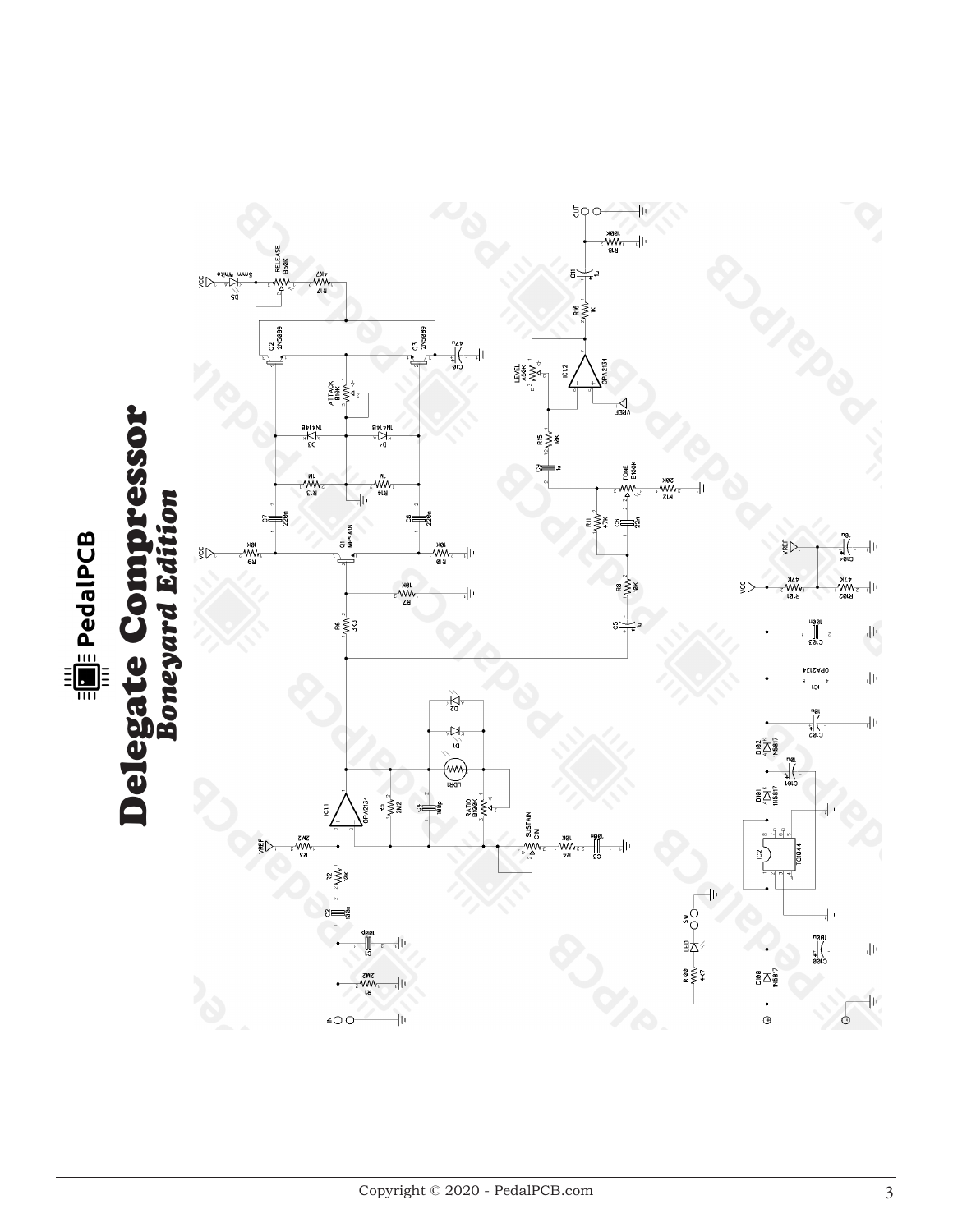# PedalPCB

# Delegate Compressor

## *Boneyard Edition*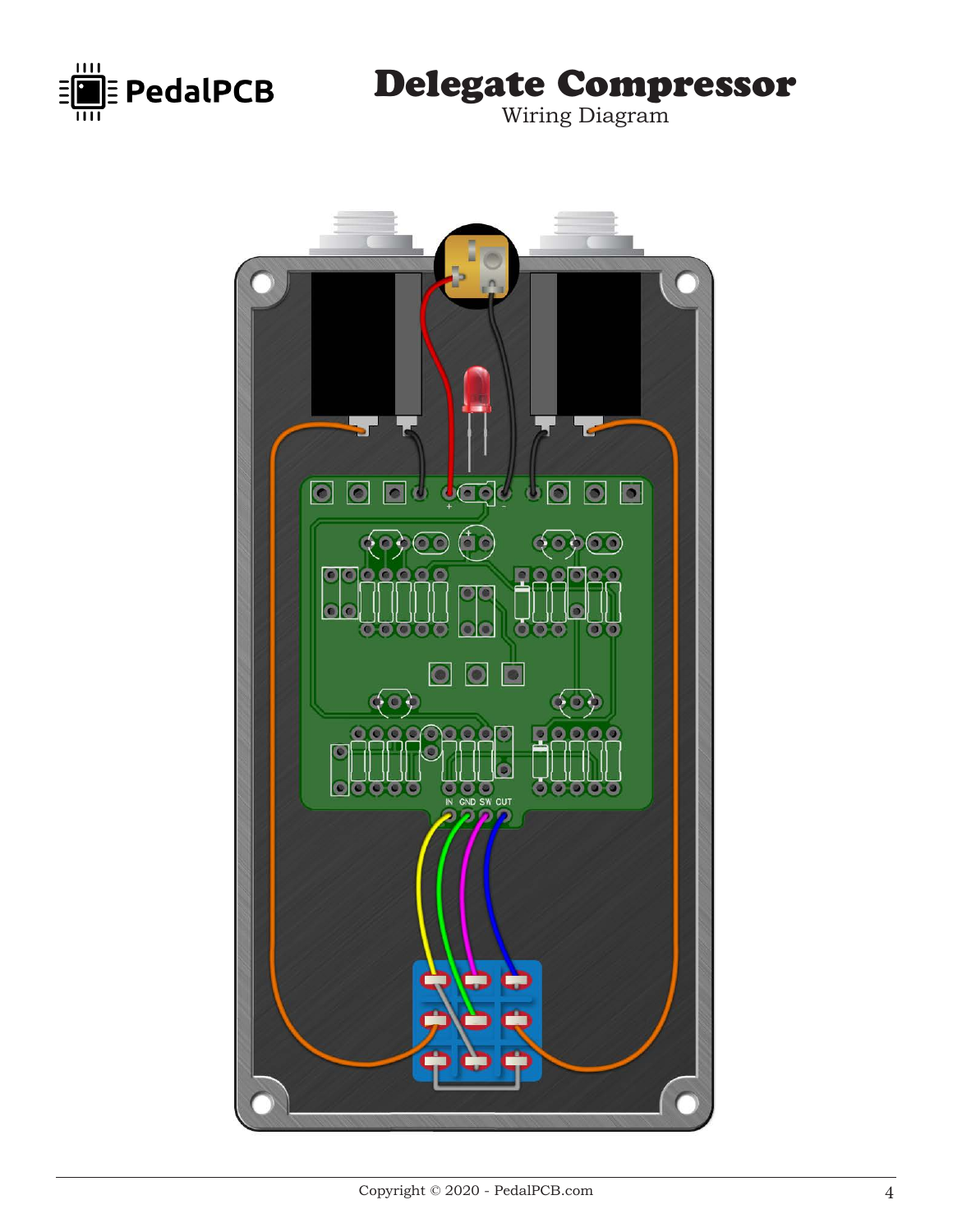# Delegate Compressor

Wiring Diagram

IN GND SW CUT

Copyright © 2020 - PedalPCB.com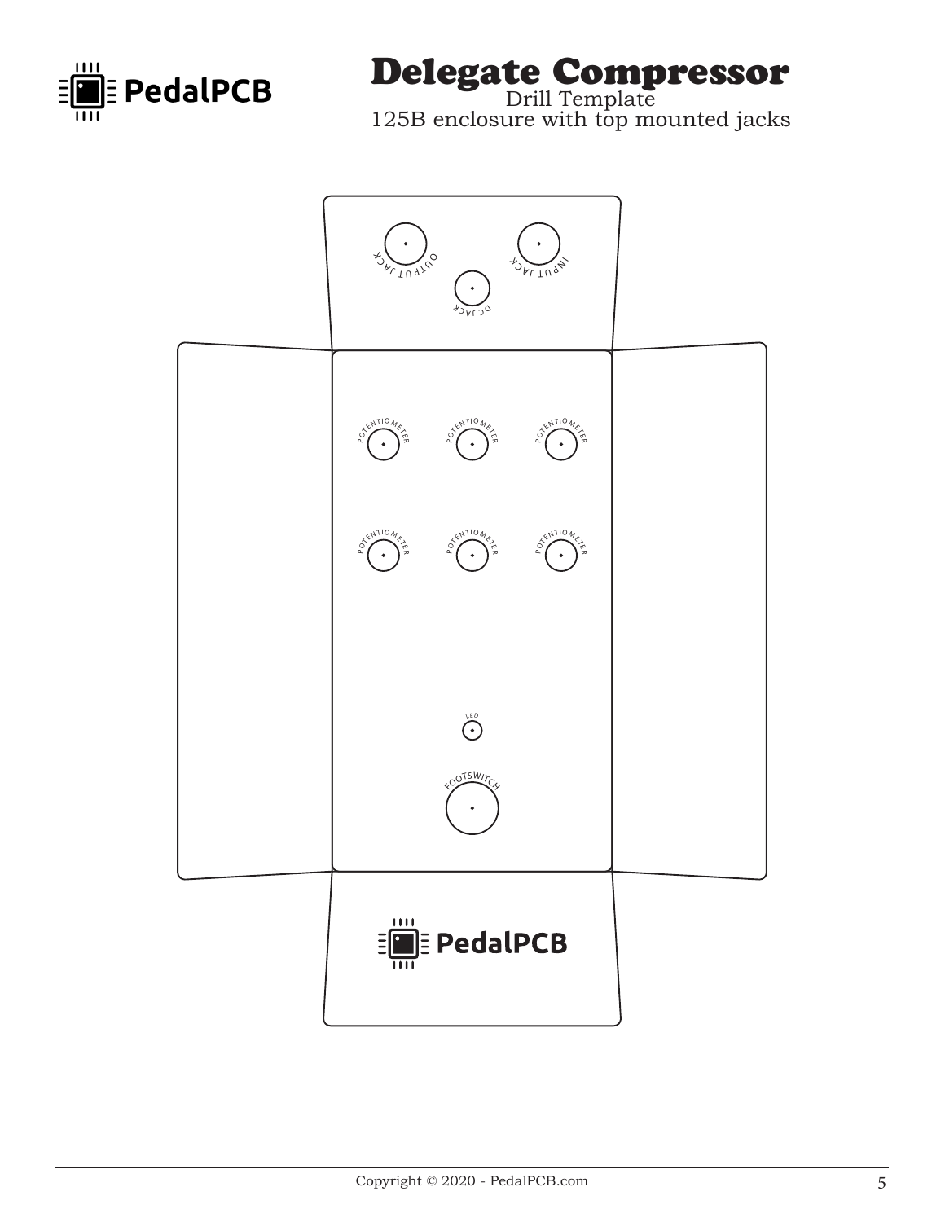# Delegate Compressor

Drill Template

125B enclosure with top mounted jacks

OUTPUT JACK

INPUT JACK

DC JACK

POTENTIOMETER

POTENTIOMETER

POTENTIOMETER

POTENTIOMETER

POTENTIOMETER

POTENTIOMETER

LED

FOOTSWITCH

PedalPCB

Copyright © 2020 - PedalPCB.com